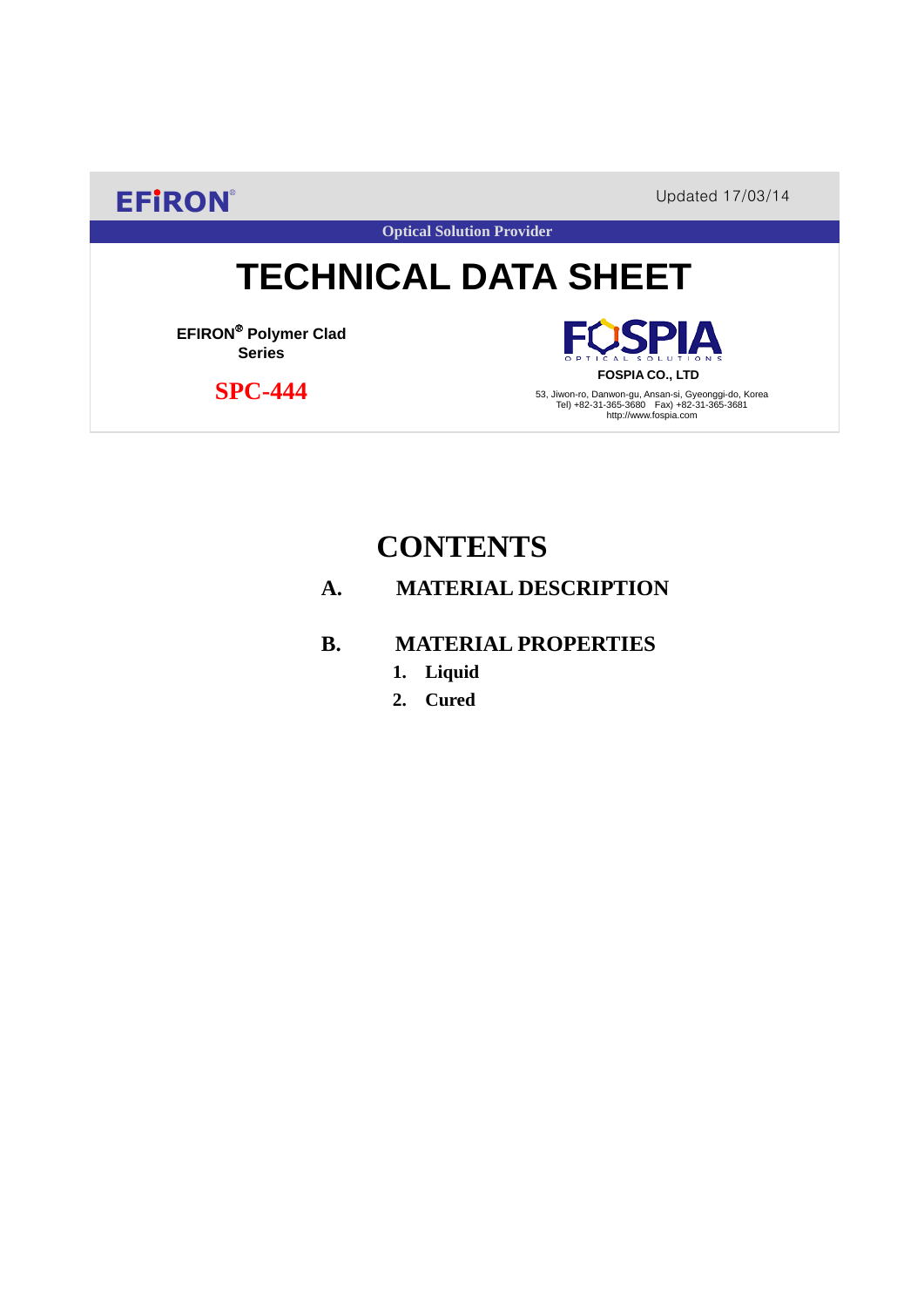EFIRON®

Updated 17/03/14

Optical Solution Provider

# TECHNICAL DATA SHEET

**EFIRON® Polymer Clad Series**

## SPC-444

FOSPIA OPTICAL SOLUTIONS

**FOSPIA CO., LTD**

53, Jiwon-ro, Danwon-gu, Ansan-si, Gyeonggi-do, Korea
Tel) +82-31-365-3680 Fax) +82-31-365-3681
http://www.fospia.com

# CONTENTS

**A. MATERIAL DESCRIPTION**

**B. MATERIAL PROPERTIES**

1. **Liquid**
2. **Cured**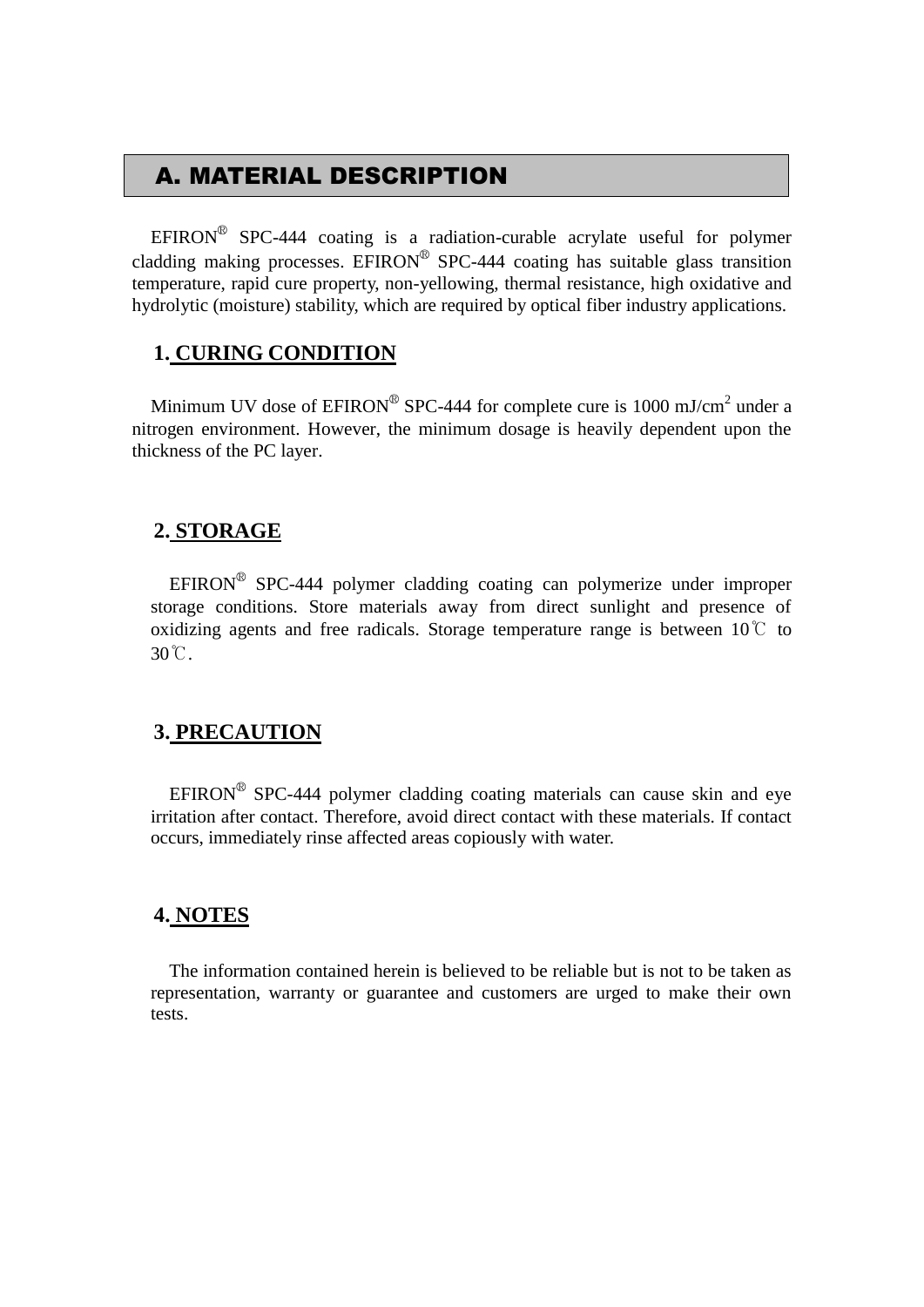## A. MATERIAL DESCRIPTION

EFIRON® SPC-444 coating is a radiation-curable acrylate useful for polymer cladding making processes. EFIRON® SPC-444 coating has suitable glass transition temperature, rapid cure property, non-yellowing, thermal resistance, high oxidative and hydrolytic (moisture) stability, which are required by optical fiber industry applications.

### 1. CURING CONDITION

Minimum UV dose of EFIRON® SPC-444 for complete cure is 1000 mJ/cm$^2$ under a nitrogen environment. However, the minimum dosage is heavily dependent upon the thickness of the PC layer.

### 2. STORAGE

EFIRON® SPC-444 polymer cladding coating can polymerize under improper storage conditions. Store materials away from direct sunlight and presence of oxidizing agents and free radicals. Storage temperature range is between 10℃ to 30℃.

### 3. PRECAUTION

EFIRON® SPC-444 polymer cladding coating materials can cause skin and eye irritation after contact. Therefore, avoid direct contact with these materials. If contact occurs, immediately rinse affected areas copiously with water.

### 4. NOTES

The information contained herein is believed to be reliable but is not to be taken as representation, warranty or guarantee and customers are urged to make their own tests.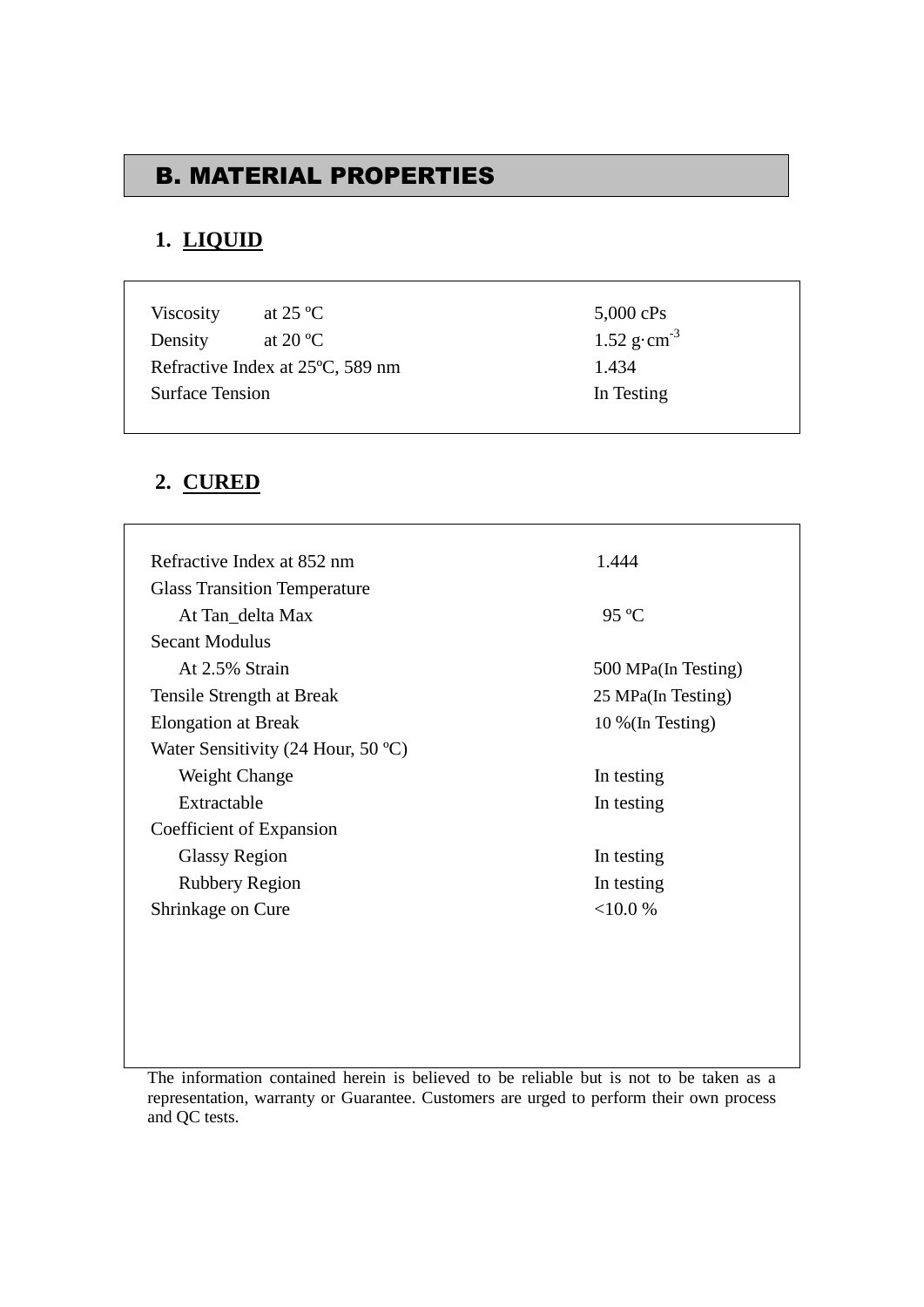## B. MATERIAL PROPERTIES

### 1. LIQUID

| | |
|---|---|
| Viscosity at 25 ºC | 5,000 cPs |
| Density at 20 ºC | 1.52 g·cm$^{-3}$ |
| Refractive Index at 25ºC, 589 nm | 1.434 |
| Surface Tension | In Testing |

### 2. CURED

| | |
|---|---|
| Refractive Index at 852 nm | 1.444 |
| Glass Transition Temperature | |
| At Tan_delta Max | 95 ºC |
| Secant Modulus | |
| At 2.5% Strain | 500 MPa(In Testing) |
| Tensile Strength at Break | 25 MPa(In Testing) |
| Elongation at Break | 10 %(In Testing) |
| Water Sensitivity (24 Hour, 50 ºC) | |
| Weight Change | In testing |
| Extractable | In testing |
| Coefficient of Expansion | |
| Glassy Region | In testing |
| Rubbery Region | In testing |
| Shrinkage on Cure | <10.0 % |

The information contained herein is believed to be reliable but is not to be taken as a representation, warranty or Guarantee. Customers are urged to perform their own process and QC tests.